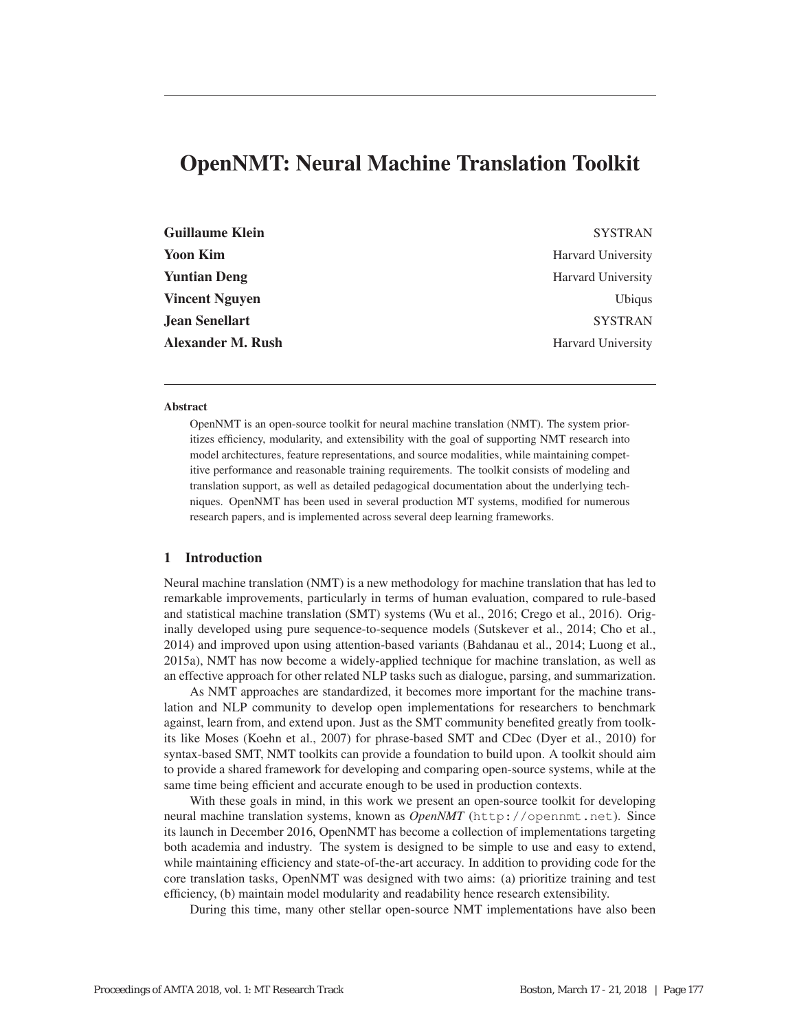# OpenNMT: Neural Machine Translation Toolkit

**Guillaume Klein** SYSTRAN
**Yoon Kim** Harvard University
**Yuntian Deng** Harvard University
**Vincent Nguyen** Ubiqus
**Jean Senellart** SYSTRAN
**Alexander M. Rush** Harvard University

### Abstract

OpenNMT is an open-source toolkit for neural machine translation (NMT). The system prioritizes efficiency, modularity, and extensibility with the goal of supporting NMT research into model architectures, feature representations, and source modalities, while maintaining competitive performance and reasonable training requirements. The toolkit consists of modeling and translation support, as well as detailed pedagogical documentation about the underlying techniques. OpenNMT has been used in several production MT systems, modified for numerous research papers, and is implemented across several deep learning frameworks.

## 1 Introduction

Neural machine translation (NMT) is a new methodology for machine translation that has led to remarkable improvements, particularly in terms of human evaluation, compared to rule-based and statistical machine translation (SMT) systems (Wu et al., 2016; Crego et al., 2016). Originally developed using pure sequence-to-sequence models (Sutskever et al., 2014; Cho et al., 2014) and improved upon using attention-based variants (Bahdanau et al., 2014; Luong et al., 2015a), NMT has now become a widely-applied technique for machine translation, as well as an effective approach for other related NLP tasks such as dialogue, parsing, and summarization.

As NMT approaches are standardized, it becomes more important for the machine translation and NLP community to develop open implementations for researchers to benchmark against, learn from, and extend upon. Just as the SMT community benefited greatly from toolkits like Moses (Koehn et al., 2007) for phrase-based SMT and CDec (Dyer et al., 2010) for syntax-based SMT, NMT toolkits can provide a foundation to build upon. A toolkit should aim to provide a shared framework for developing and comparing open-source systems, while at the same time being efficient and accurate enough to be used in production contexts.

With these goals in mind, in this work we present an open-source toolkit for developing neural machine translation systems, known as *OpenNMT* (`http://opennmt.net`). Since its launch in December 2016, OpenNMT has become a collection of implementations targeting both academia and industry. The system is designed to be simple to use and easy to extend, while maintaining efficiency and state-of-the-art accuracy. In addition to providing code for the core translation tasks, OpenNMT was designed with two aims: (a) prioritize training and test efficiency, (b) maintain model modularity and readability hence research extensibility.

During this time, many other stellar open-source NMT implementations have also been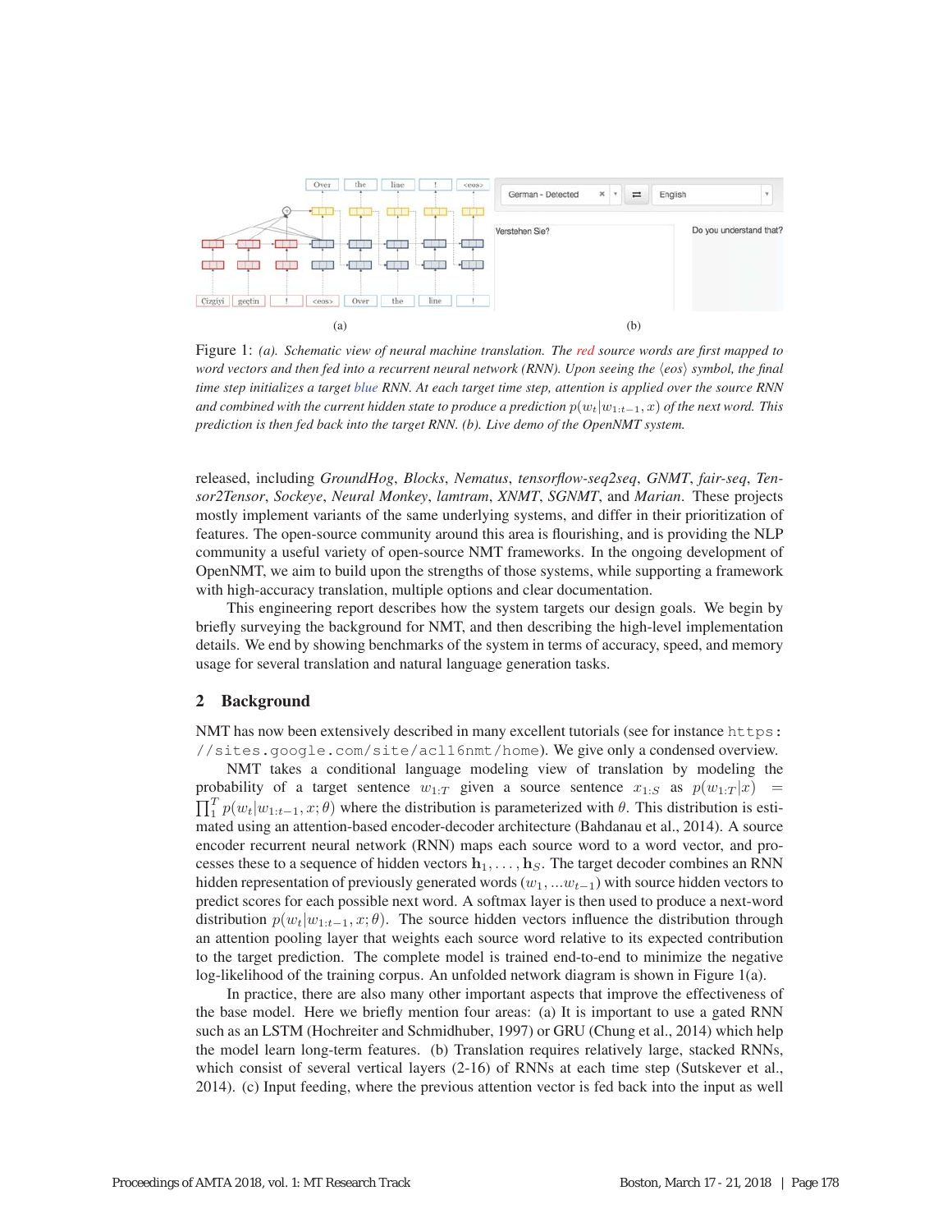Figure 1: *(a). Schematic view of neural machine translation. The red source words are first mapped to word vectors and then fed into a recurrent neural network (RNN). Upon seeing the ⟨eos⟩ symbol, the final time step initializes a target blue RNN. At each target time step, attention is applied over the source RNN and combined with the current hidden state to produce a prediction $p(w_t|w_{1:t-1}, x)$ of the next word. This prediction is then fed back into the target RNN. (b). Live demo of the OpenNMT system.*

released, including *GroundHog*, *Blocks*, *Nematus*, *tensorflow-seq2seq*, *GNMT*, *fair-seq*, *Tensor2Tensor*, *Sockeye*, *Neural Monkey*, *lamtram*, *XNMT*, *SGNMT*, and *Marian*. These projects mostly implement variants of the same underlying systems, and differ in their prioritization of features. The open-source community around this area is flourishing, and is providing the NLP community a useful variety of open-source NMT frameworks. In the ongoing development of OpenNMT, we aim to build upon the strengths of those systems, while supporting a framework with high-accuracy translation, multiple options and clear documentation.

This engineering report describes how the system targets our design goals. We begin by briefly surveying the background for NMT, and then describing the high-level implementation details. We end by showing benchmarks of the system in terms of accuracy, speed, and memory usage for several translation and natural language generation tasks.

## 2 Background

NMT has now been extensively described in many excellent tutorials (see for instance `https://sites.google.com/site/acl16nmt/home`). We give only a condensed overview.

NMT takes a conditional language modeling view of translation by modeling the probability of a target sentence $w_{1:T}$ given a source sentence $x_{1:S}$ as $p(w_{1:T}|x) = \prod_1^T p(w_t|w_{1:t-1}, x; \theta)$ where the distribution is parameterized with $\theta$. This distribution is estimated using an attention-based encoder-decoder architecture (Bahdanau et al., 2014). A source encoder recurrent neural network (RNN) maps each source word to a word vector, and processes these to a sequence of hidden vectors $\mathbf{h}_1, \ldots, \mathbf{h}_S$. The target decoder combines an RNN hidden representation of previously generated words $(w_1, ...w_{t-1})$ with source hidden vectors to predict scores for each possible next word. A softmax layer is then used to produce a next-word distribution $p(w_t|w_{1:t-1}, x; \theta)$. The source hidden vectors influence the distribution through an attention pooling layer that weights each source word relative to its expected contribution to the target prediction. The complete model is trained end-to-end to minimize the negative log-likelihood of the training corpus. An unfolded network diagram is shown in Figure 1(a).

In practice, there are also many other important aspects that improve the effectiveness of the base model. Here we briefly mention four areas: (a) It is important to use a gated RNN such as an LSTM (Hochreiter and Schmidhuber, 1997) or GRU (Chung et al., 2014) which help the model learn long-term features. (b) Translation requires relatively large, stacked RNNs, which consist of several vertical layers (2-16) of RNNs at each time step (Sutskever et al., 2014). (c) Input feeding, where the previous attention vector is fed back into the input as well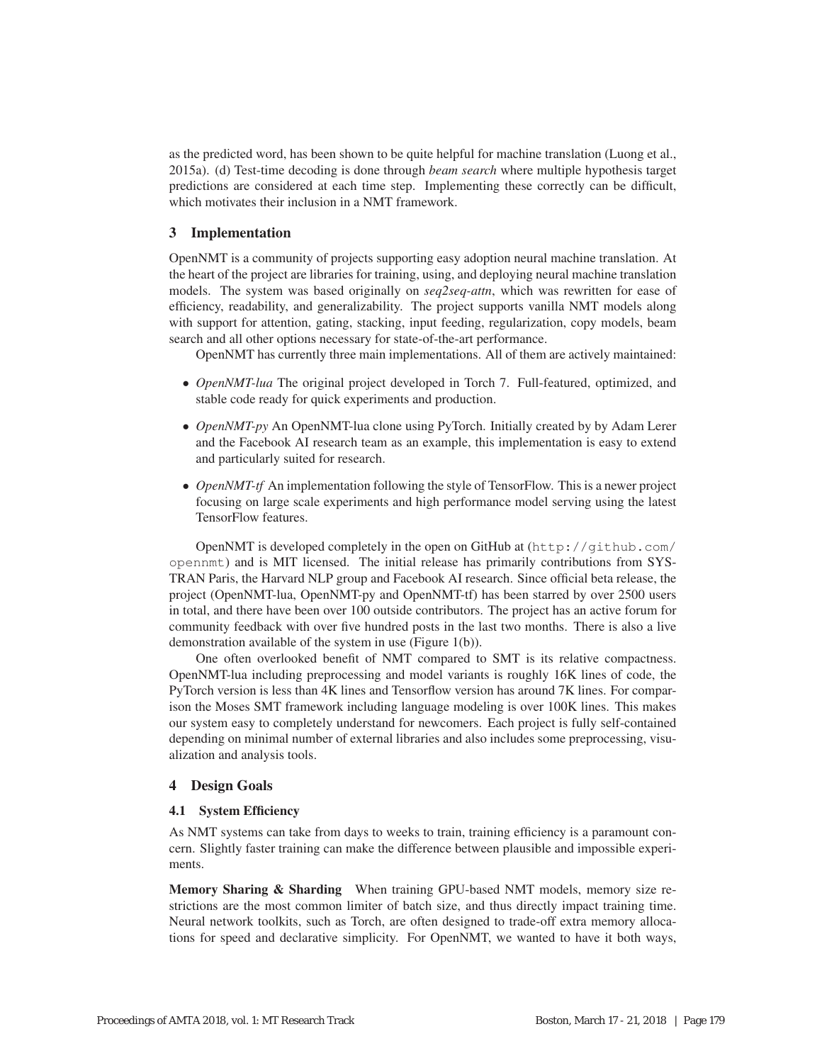as the predicted word, has been shown to be quite helpful for machine translation (Luong et al., 2015a). (d) Test-time decoding is done through *beam search* where multiple hypothesis target predictions are considered at each time step. Implementing these correctly can be difficult, which motivates their inclusion in a NMT framework.

## 3 Implementation

OpenNMT is a community of projects supporting easy adoption neural machine translation. At the heart of the project are libraries for training, using, and deploying neural machine translation models. The system was based originally on *seq2seq-attn*, which was rewritten for ease of efficiency, readability, and generalizability. The project supports vanilla NMT models along with support for attention, gating, stacking, input feeding, regularization, copy models, beam search and all other options necessary for state-of-the-art performance.

OpenNMT has currently three main implementations. All of them are actively maintained:

- *OpenNMT-lua* The original project developed in Torch 7. Full-featured, optimized, and stable code ready for quick experiments and production.
- *OpenNMT-py* An OpenNMT-lua clone using PyTorch. Initially created by by Adam Lerer and the Facebook AI research team as an example, this implementation is easy to extend and particularly suited for research.
- *OpenNMT-tf* An implementation following the style of TensorFlow. This is a newer project focusing on large scale experiments and high performance model serving using the latest TensorFlow features.

OpenNMT is developed completely in the open on GitHub at (`http://github.com/opennmt`) and is MIT licensed. The initial release has primarily contributions from SYSTRAN Paris, the Harvard NLP group and Facebook AI research. Since official beta release, the project (OpenNMT-lua, OpenNMT-py and OpenNMT-tf) has been starred by over 2500 users in total, and there have been over 100 outside contributors. The project has an active forum for community feedback with over five hundred posts in the last two months. There is also a live demonstration available of the system in use (Figure 1(b)).

One often overlooked benefit of NMT compared to SMT is its relative compactness. OpenNMT-lua including preprocessing and model variants is roughly 16K lines of code, the PyTorch version is less than 4K lines and Tensorflow version has around 7K lines. For comparison the Moses SMT framework including language modeling is over 100K lines. This makes our system easy to completely understand for newcomers. Each project is fully self-contained depending on minimal number of external libraries and also includes some preprocessing, visualization and analysis tools.

## 4 Design Goals

### 4.1 System Efficiency

As NMT systems can take from days to weeks to train, training efficiency is a paramount concern. Slightly faster training can make the difference between plausible and impossible experiments.

**Memory Sharing & Sharding** When training GPU-based NMT models, memory size restrictions are the most common limiter of batch size, and thus directly impact training time. Neural network toolkits, such as Torch, are often designed to trade-off extra memory allocations for speed and declarative simplicity. For OpenNMT, we wanted to have it both ways,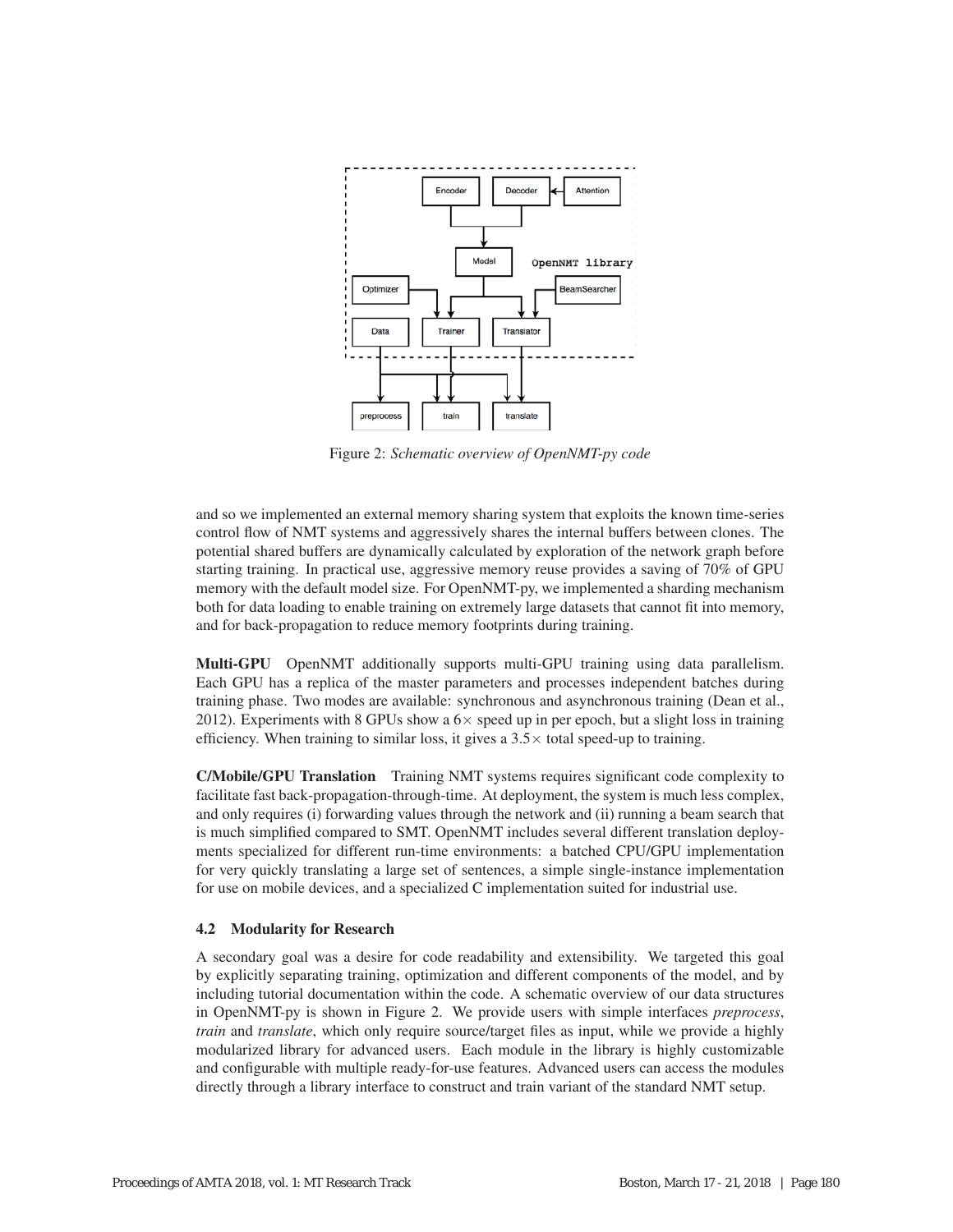Figure 2: *Schematic overview of OpenNMT-py code*

and so we implemented an external memory sharing system that exploits the known time-series control flow of NMT systems and aggressively shares the internal buffers between clones. The potential shared buffers are dynamically calculated by exploration of the network graph before starting training. In practical use, aggressive memory reuse provides a saving of 70% of GPU memory with the default model size. For OpenNMT-py, we implemented a sharding mechanism both for data loading to enable training on extremely large datasets that cannot fit into memory, and for back-propagation to reduce memory footprints during training.

**Multi-GPU** OpenNMT additionally supports multi-GPU training using data parallelism. Each GPU has a replica of the master parameters and processes independent batches during training phase. Two modes are available: synchronous and asynchronous training (Dean et al., 2012). Experiments with 8 GPUs show a 6× speed up in per epoch, but a slight loss in training efficiency. When training to similar loss, it gives a 3.5× total speed-up to training.

**C/Mobile/GPU Translation** Training NMT systems requires significant code complexity to facilitate fast back-propagation-through-time. At deployment, the system is much less complex, and only requires (i) forwarding values through the network and (ii) running a beam search that is much simplified compared to SMT. OpenNMT includes several different translation deployments specialized for different run-time environments: a batched CPU/GPU implementation for very quickly translating a large set of sentences, a simple single-instance implementation for use on mobile devices, and a specialized C implementation suited for industrial use.

### 4.2 Modularity for Research

A secondary goal was a desire for code readability and extensibility. We targeted this goal by explicitly separating training, optimization and different components of the model, and by including tutorial documentation within the code. A schematic overview of our data structures in OpenNMT-py is shown in Figure 2. We provide users with simple interfaces *preprocess*, *train* and *translate*, which only require source/target files as input, while we provide a highly modularized library for advanced users. Each module in the library is highly customizable and configurable with multiple ready-for-use features. Advanced users can access the modules directly through a library interface to construct and train variant of the standard NMT setup.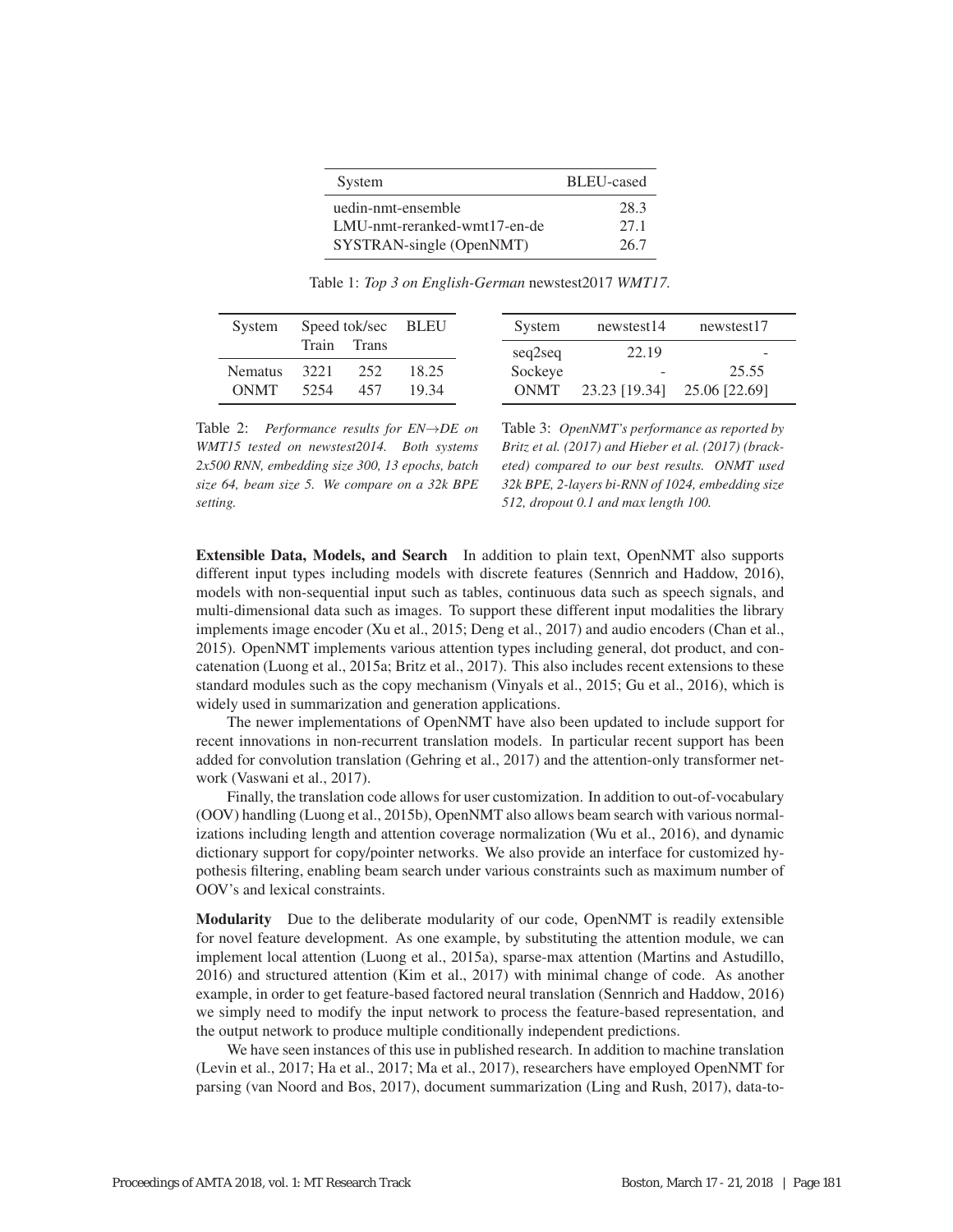| System | BLEU-cased |
|---|---|
| uedin-nmt-ensemble | 28.3 |
| LMU-nmt-reranked-wmt17-en-de | 27.1 |
| SYSTRAN-single (OpenNMT) | 26.7 |

Table 1: *Top 3 on English-German* newstest2017 *WMT17.*

| System | Speed tok/sec | | BLEU |
|---|---|---|---|
| | Train | Trans | |
| Nematus | 3221 | 252 | 18.25 |
| ONMT | 5254 | 457 | 19.34 |

Table 2: *Performance results for EN→DE on WMT15 tested on newstest2014. Both systems 2x500 RNN, embedding size 300, 13 epochs, batch size 64, beam size 5. We compare on a 32k BPE setting.*

| System | newstest14 | newstest17 |
|---|---|---|
| seq2seq | 22.19 | - |
| Sockeye | - | 25.55 |
| ONMT | 23.23 [19.34] | 25.06 [22.69] |

Table 3: *OpenNMT's performance as reported by Britz et al. (2017) and Hieber et al. (2017) (bracketed) compared to our best results. ONMT used 32k BPE, 2-layers bi-RNN of 1024, embedding size 512, dropout 0.1 and max length 100.*

**Extensible Data, Models, and Search** In addition to plain text, OpenNMT also supports different input types including models with discrete features (Sennrich and Haddow, 2016), models with non-sequential input such as tables, continuous data such as speech signals, and multi-dimensional data such as images. To support these different input modalities the library implements image encoder (Xu et al., 2015; Deng et al., 2017) and audio encoders (Chan et al., 2015). OpenNMT implements various attention types including general, dot product, and concatenation (Luong et al., 2015a; Britz et al., 2017). This also includes recent extensions to these standard modules such as the copy mechanism (Vinyals et al., 2015; Gu et al., 2016), which is widely used in summarization and generation applications.

The newer implementations of OpenNMT have also been updated to include support for recent innovations in non-recurrent translation models. In particular recent support has been added for convolution translation (Gehring et al., 2017) and the attention-only transformer network (Vaswani et al., 2017).

Finally, the translation code allows for user customization. In addition to out-of-vocabulary (OOV) handling (Luong et al., 2015b), OpenNMT also allows beam search with various normalizations including length and attention coverage normalization (Wu et al., 2016), and dynamic dictionary support for copy/pointer networks. We also provide an interface for customized hypothesis filtering, enabling beam search under various constraints such as maximum number of OOV's and lexical constraints.

**Modularity** Due to the deliberate modularity of our code, OpenNMT is readily extensible for novel feature development. As one example, by substituting the attention module, we can implement local attention (Luong et al., 2015a), sparse-max attention (Martins and Astudillo, 2016) and structured attention (Kim et al., 2017) with minimal change of code. As another example, in order to get feature-based factored neural translation (Sennrich and Haddow, 2016) we simply need to modify the input network to process the feature-based representation, and the output network to produce multiple conditionally independent predictions.

We have seen instances of this use in published research. In addition to machine translation (Levin et al., 2017; Ha et al., 2017; Ma et al., 2017), researchers have employed OpenNMT for parsing (van Noord and Bos, 2017), document summarization (Ling and Rush, 2017), data-to-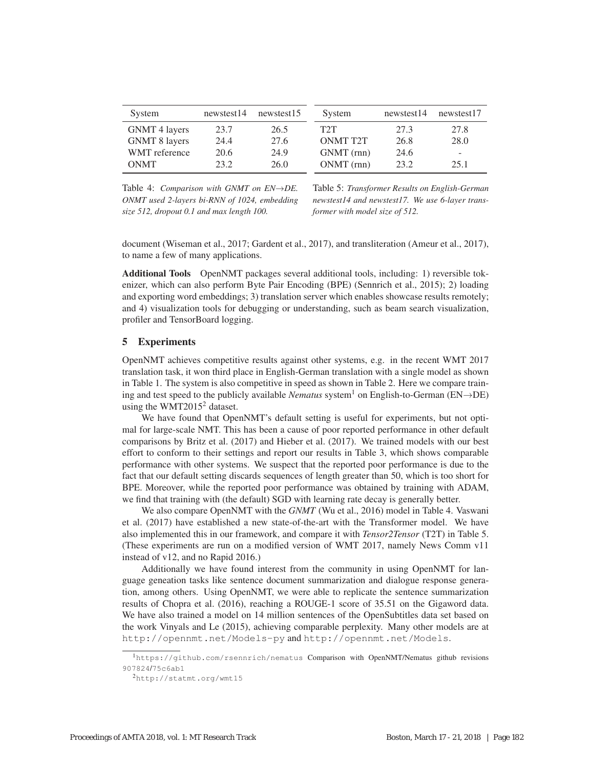| System | newstest14 | newstest15 |
|---|---|---|
| GNMT 4 layers | 23.7 | 26.5 |
| GNMT 8 layers | 24.4 | 27.6 |
| WMT reference | 20.6 | 24.9 |
| ONMT | 23.2 | 26.0 |

Table 4: *Comparison with GNMT on EN→DE. ONMT used 2-layers bi-RNN of 1024, embedding size 512, dropout 0.1 and max length 100.*

| System | newstest14 | newstest17 |
|---|---|---|
| T2T | 27.3 | 27.8 |
| ONMT T2T | 26.8 | 28.0 |
| GNMT (rnn) | 24.6 | - |
| ONMT (rnn) | 23.2 | 25.1 |

Table 5: *Transformer Results on English-German newstest14 and newstest17. We use 6-layer transformer with model size of 512.*

document (Wiseman et al., 2017; Gardent et al., 2017), and transliteration (Ameur et al., 2017), to name a few of many applications.

**Additional Tools** OpenNMT packages several additional tools, including: 1) reversible tokenizer, which can also perform Byte Pair Encoding (BPE) (Sennrich et al., 2015); 2) loading and exporting word embeddings; 3) translation server which enables showcase results remotely; and 4) visualization tools for debugging or understanding, such as beam search visualization, profiler and TensorBoard logging.

## 5 Experiments

OpenNMT achieves competitive results against other systems, e.g. in the recent WMT 2017 translation task, it won third place in English-German translation with a single model as shown in Table 1. The system is also competitive in speed as shown in Table 2. Here we compare training and test speed to the publicly available *Nematus* system[1] on English-to-German (EN→DE) using the WMT2015[2] dataset.

We have found that OpenNMT's default setting is useful for experiments, but not optimal for large-scale NMT. This has been a cause of poor reported performance in other default comparisons by Britz et al. (2017) and Hieber et al. (2017). We trained models with our best effort to conform to their settings and report our results in Table 3, which shows comparable performance with other systems. We suspect that the reported poor performance is due to the fact that our default setting discards sequences of length greater than 50, which is too short for BPE. Moreover, while the reported poor performance was obtained by training with ADAM, we find that training with (the default) SGD with learning rate decay is generally better.

We also compare OpenNMT with the *GNMT* (Wu et al., 2016) model in Table 4. Vaswani et al. (2017) have established a new state-of-the-art with the Transformer model. We have also implemented this in our framework, and compare it with *Tensor2Tensor* (T2T) in Table 5. (These experiments are run on a modified version of WMT 2017, namely News Comm v11 instead of v12, and no Rapid 2016.)

Additionally we have found interest from the community in using OpenNMT for language geneation tasks like sentence document summarization and dialogue response generation, among others. Using OpenNMT, we were able to replicate the sentence summarization results of Chopra et al. (2016), reaching a ROUGE-1 score of 35.51 on the Gigaword data. We have also trained a model on 14 million sentences of the OpenSubtitles data set based on the work Vinyals and Le (2015), achieving comparable perplexity. Many other models are at http://opennmt.net/Models-py and http://opennmt.net/Models.

[1] https://github.com/rsennrich/nematus Comparison with OpenNMT/Nematus github revisions 907824/75c6ab1

[2] http://statmt.org/wmt15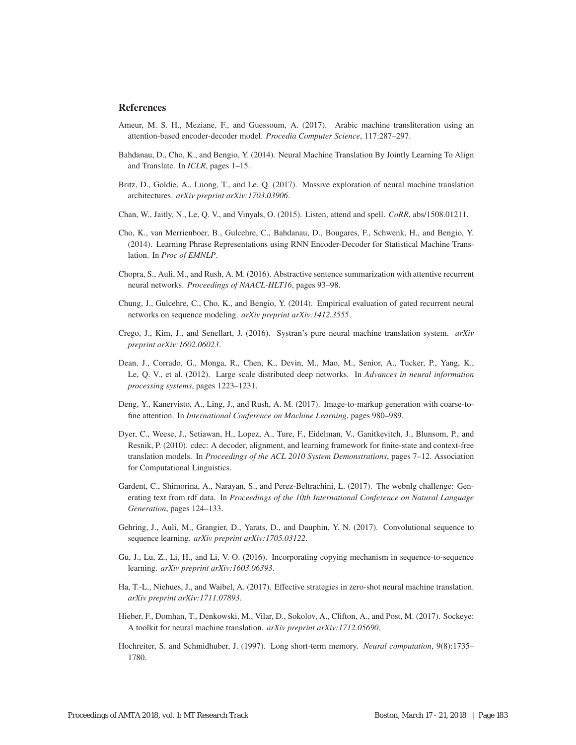## References

Ameur, M. S. H., Meziane, F., and Guessoum, A. (2017). Arabic machine transliteration using an attention-based encoder-decoder model. *Procedia Computer Science*, 117:287–297.

Bahdanau, D., Cho, K., and Bengio, Y. (2014). Neural Machine Translation By Jointly Learning To Align and Translate. In *ICLR*, pages 1–15.

Britz, D., Goldie, A., Luong, T., and Le, Q. (2017). Massive exploration of neural machine translation architectures. *arXiv preprint arXiv:1703.03906*.

Chan, W., Jaitly, N., Le, Q. V., and Vinyals, O. (2015). Listen, attend and spell. *CoRR*, abs/1508.01211.

Cho, K., van Merrienboer, B., Gulcehre, C., Bahdanau, D., Bougares, F., Schwenk, H., and Bengio, Y. (2014). Learning Phrase Representations using RNN Encoder-Decoder for Statistical Machine Translation. In *Proc of EMNLP*.

Chopra, S., Auli, M., and Rush, A. M. (2016). Abstractive sentence summarization with attentive recurrent neural networks. *Proceedings of NAACL-HLT16*, pages 93–98.

Chung, J., Gulcehre, C., Cho, K., and Bengio, Y. (2014). Empirical evaluation of gated recurrent neural networks on sequence modeling. *arXiv preprint arXiv:1412.3555*.

Crego, J., Kim, J., and Senellart, J. (2016). Systran's pure neural machine translation system. *arXiv preprint arXiv:1602.06023*.

Dean, J., Corrado, G., Monga, R., Chen, K., Devin, M., Mao, M., Senior, A., Tucker, P., Yang, K., Le, Q. V., et al. (2012). Large scale distributed deep networks. In *Advances in neural information processing systems*, pages 1223–1231.

Deng, Y., Kanervisto, A., Ling, J., and Rush, A. M. (2017). Image-to-markup generation with coarse-to-fine attention. In *International Conference on Machine Learning*, pages 980–989.

Dyer, C., Weese, J., Setiawan, H., Lopez, A., Ture, F., Eidelman, V., Ganitkevitch, J., Blunsom, P., and Resnik, P. (2010). cdec: A decoder, alignment, and learning framework for finite-state and context-free translation models. In *Proceedings of the ACL 2010 System Demonstrations*, pages 7–12. Association for Computational Linguistics.

Gardent, C., Shimorina, A., Narayan, S., and Perez-Beltrachini, L. (2017). The webnlg challenge: Generating text from rdf data. In *Proceedings of the 10th International Conference on Natural Language Generation*, pages 124–133.

Gehring, J., Auli, M., Grangier, D., Yarats, D., and Dauphin, Y. N. (2017). Convolutional sequence to sequence learning. *arXiv preprint arXiv:1705.03122*.

Gu, J., Lu, Z., Li, H., and Li, V. O. (2016). Incorporating copying mechanism in sequence-to-sequence learning. *arXiv preprint arXiv:1603.06393*.

Ha, T.-L., Niehues, J., and Waibel, A. (2017). Effective strategies in zero-shot neural machine translation. *arXiv preprint arXiv:1711.07893*.

Hieber, F., Domhan, T., Denkowski, M., Vilar, D., Sokolov, A., Clifton, A., and Post, M. (2017). Sockeye: A toolkit for neural machine translation. *arXiv preprint arXiv:1712.05690*.

Hochreiter, S. and Schmidhuber, J. (1997). Long short-term memory. *Neural computation*, 9(8):1735–1780.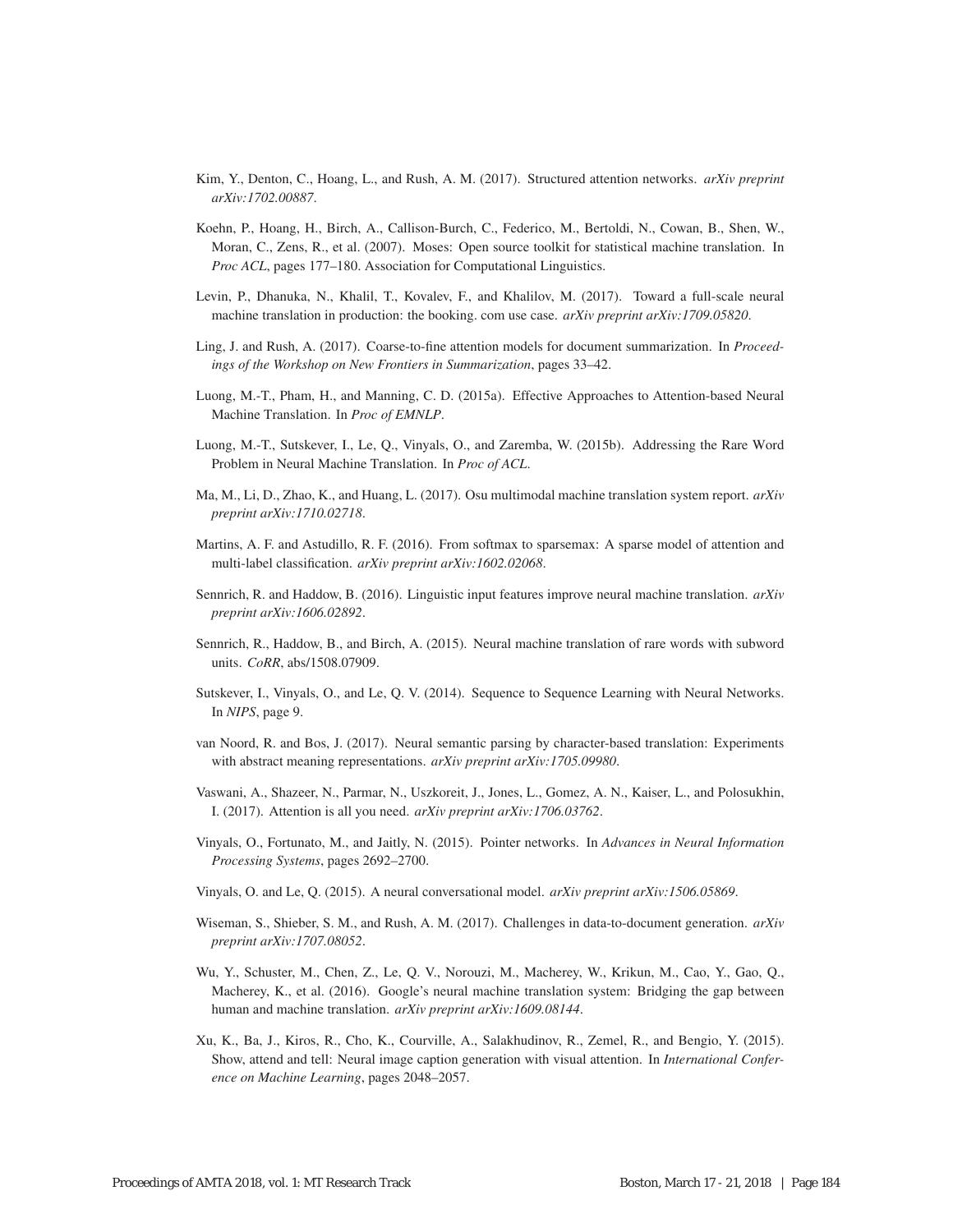Kim, Y., Denton, C., Hoang, L., and Rush, A. M. (2017). Structured attention networks. *arXiv preprint arXiv:1702.00887*.

Koehn, P., Hoang, H., Birch, A., Callison-Burch, C., Federico, M., Bertoldi, N., Cowan, B., Shen, W., Moran, C., Zens, R., et al. (2007). Moses: Open source toolkit for statistical machine translation. In *Proc ACL*, pages 177–180. Association for Computational Linguistics.

Levin, P., Dhanuka, N., Khalil, T., Kovalev, F., and Khalilov, M. (2017). Toward a full-scale neural machine translation in production: the booking. com use case. *arXiv preprint arXiv:1709.05820*.

Ling, J. and Rush, A. (2017). Coarse-to-fine attention models for document summarization. In *Proceedings of the Workshop on New Frontiers in Summarization*, pages 33–42.

Luong, M.-T., Pham, H., and Manning, C. D. (2015a). Effective Approaches to Attention-based Neural Machine Translation. In *Proc of EMNLP*.

Luong, M.-T., Sutskever, I., Le, Q., Vinyals, O., and Zaremba, W. (2015b). Addressing the Rare Word Problem in Neural Machine Translation. In *Proc of ACL*.

Ma, M., Li, D., Zhao, K., and Huang, L. (2017). Osu multimodal machine translation system report. *arXiv preprint arXiv:1710.02718*.

Martins, A. F. and Astudillo, R. F. (2016). From softmax to sparsemax: A sparse model of attention and multi-label classification. *arXiv preprint arXiv:1602.02068*.

Sennrich, R. and Haddow, B. (2016). Linguistic input features improve neural machine translation. *arXiv preprint arXiv:1606.02892*.

Sennrich, R., Haddow, B., and Birch, A. (2015). Neural machine translation of rare words with subword units. *CoRR*, abs/1508.07909.

Sutskever, I., Vinyals, O., and Le, Q. V. (2014). Sequence to Sequence Learning with Neural Networks. In *NIPS*, page 9.

van Noord, R. and Bos, J. (2017). Neural semantic parsing by character-based translation: Experiments with abstract meaning representations. *arXiv preprint arXiv:1705.09980*.

Vaswani, A., Shazeer, N., Parmar, N., Uszkoreit, J., Jones, L., Gomez, A. N., Kaiser, L., and Polosukhin, I. (2017). Attention is all you need. *arXiv preprint arXiv:1706.03762*.

Vinyals, O., Fortunato, M., and Jaitly, N. (2015). Pointer networks. In *Advances in Neural Information Processing Systems*, pages 2692–2700.

Vinyals, O. and Le, Q. (2015). A neural conversational model. *arXiv preprint arXiv:1506.05869*.

Wiseman, S., Shieber, S. M., and Rush, A. M. (2017). Challenges in data-to-document generation. *arXiv preprint arXiv:1707.08052*.

Wu, Y., Schuster, M., Chen, Z., Le, Q. V., Norouzi, M., Macherey, W., Krikun, M., Cao, Y., Gao, Q., Macherey, K., et al. (2016). Google's neural machine translation system: Bridging the gap between human and machine translation. *arXiv preprint arXiv:1609.08144*.

Xu, K., Ba, J., Kiros, R., Cho, K., Courville, A., Salakhudinov, R., Zemel, R., and Bengio, Y. (2015). Show, attend and tell: Neural image caption generation with visual attention. In *International Conference on Machine Learning*, pages 2048–2057.